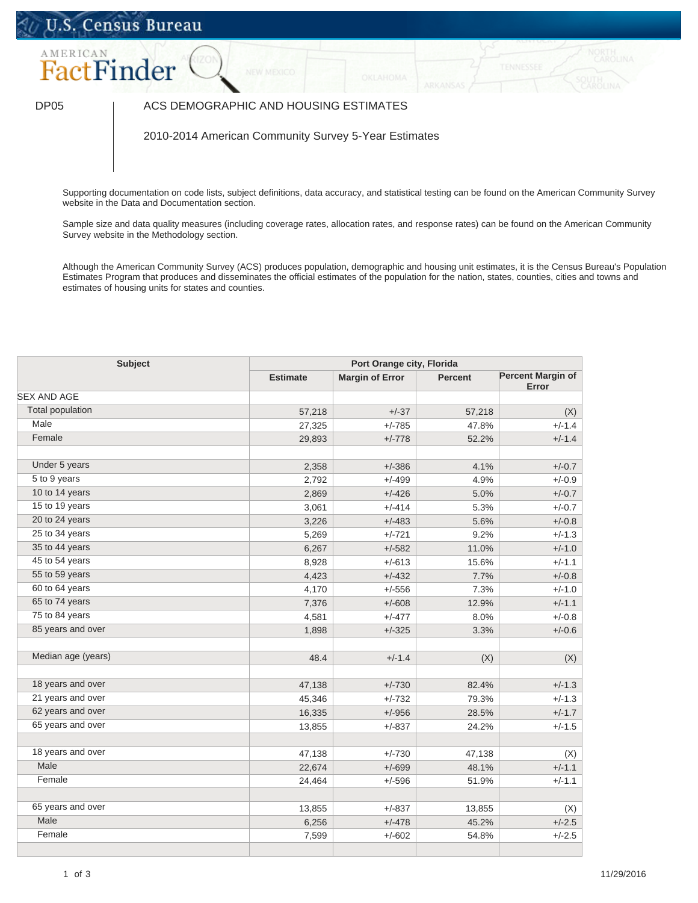U.S. Census Bureau

AMERICAN FactFinder

DP05 | ACS DEMOGRAPHIC AND HOUSING ESTIMATES

2010-2014 American Community Survey 5-Year Estimates

Supporting documentation on code lists, subject definitions, data accuracy, and statistical testing can be found on the American Community Survey website in the Data and Documentation section.

Sample size and data quality measures (including coverage rates, allocation rates, and response rates) can be found on the American Community Survey website in the Methodology section.

Although the American Community Survey (ACS) produces population, demographic and housing unit estimates, it is the Census Bureau's Population Estimates Program that produces and disseminates the official estimates of the population for the nation, states, counties, cities and towns and estimates of housing units for states and counties.

| Subject | Port Orange city, Florida | | | |
|---|---|---|---|---|
| | Estimate | Margin of Error | Percent | Percent Margin of Error |
| SEX AND AGE | | | | |
| Total population | 57,218 | +/-37 | 57,218 | (X) |
| Male | 27,325 | +/-785 | 47.8% | +/-1.4 |
| Female | 29,893 | +/-778 | 52.2% | +/-1.4 |
| | | | | |
| Under 5 years | 2,358 | +/-386 | 4.1% | +/-0.7 |
| 5 to 9 years | 2,792 | +/-499 | 4.9% | +/-0.9 |
| 10 to 14 years | 2,869 | +/-426 | 5.0% | +/-0.7 |
| 15 to 19 years | 3,061 | +/-414 | 5.3% | +/-0.7 |
| 20 to 24 years | 3,226 | +/-483 | 5.6% | +/-0.8 |
| 25 to 34 years | 5,269 | +/-721 | 9.2% | +/-1.3 |
| 35 to 44 years | 6,267 | +/-582 | 11.0% | +/-1.0 |
| 45 to 54 years | 8,928 | +/-613 | 15.6% | +/-1.1 |
| 55 to 59 years | 4,423 | +/-432 | 7.7% | +/-0.8 |
| 60 to 64 years | 4,170 | +/-556 | 7.3% | +/-1.0 |
| 65 to 74 years | 7,376 | +/-608 | 12.9% | +/-1.1 |
| 75 to 84 years | 4,581 | +/-477 | 8.0% | +/-0.8 |
| 85 years and over | 1,898 | +/-325 | 3.3% | +/-0.6 |
| | | | | |
| Median age (years) | 48.4 | +/-1.4 | (X) | (X) |
| | | | | |
| 18 years and over | 47,138 | +/-730 | 82.4% | +/-1.3 |
| 21 years and over | 45,346 | +/-732 | 79.3% | +/-1.3 |
| 62 years and over | 16,335 | +/-956 | 28.5% | +/-1.7 |
| 65 years and over | 13,855 | +/-837 | 24.2% | +/-1.5 |
| | | | | |
| 18 years and over | 47,138 | +/-730 | 47,138 | (X) |
| Male | 22,674 | +/-699 | 48.1% | +/-1.1 |
| Female | 24,464 | +/-596 | 51.9% | +/-1.1 |
| | | | | |
| 65 years and over | 13,855 | +/-837 | 13,855 | (X) |
| Male | 6,256 | +/-478 | 45.2% | +/-2.5 |
| Female | 7,599 | +/-602 | 54.8% | +/-2.5 |
| | | | | |

11/29/2016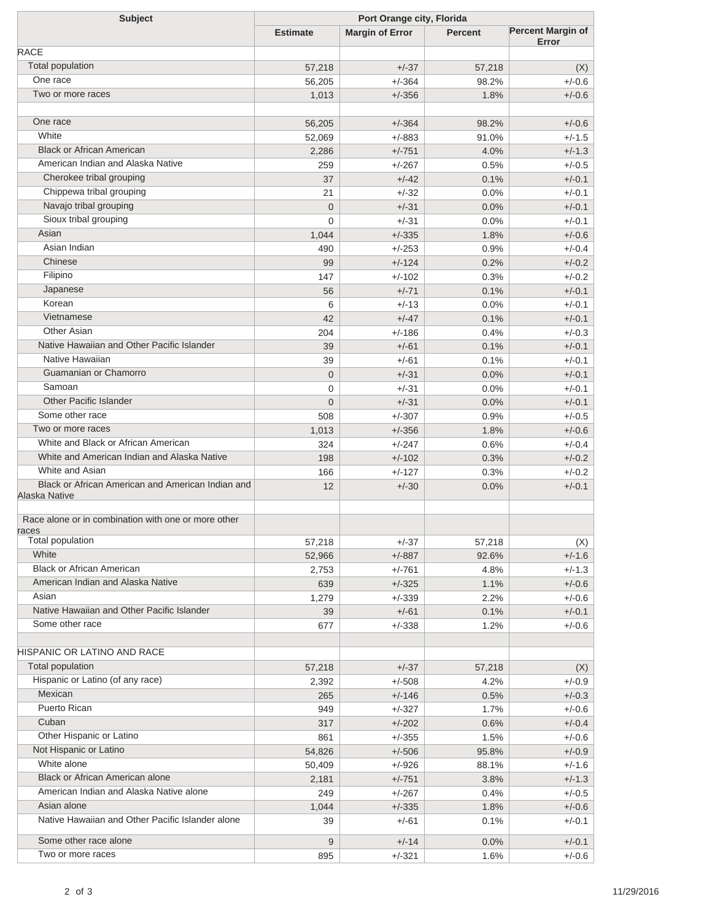| Subject | Port Orange city, Florida | | | |
|---|---|---|---|---|
| | Estimate | Margin of Error | Percent | Percent Margin of Error |
| RACE | | | | |
| Total population | 57,218 | +/-37 | 57,218 | (X) |
| One race | 56,205 | +/-364 | 98.2% | +/-0.6 |
| Two or more races | 1,013 | +/-356 | 1.8% | +/-0.6 |
| | | | | |
| One race | 56,205 | +/-364 | 98.2% | +/-0.6 |
| White | 52,069 | +/-883 | 91.0% | +/-1.5 |
| Black or African American | 2,286 | +/-751 | 4.0% | +/-1.3 |
| American Indian and Alaska Native | 259 | +/-267 | 0.5% | +/-0.5 |
| Cherokee tribal grouping | 37 | +/-42 | 0.1% | +/-0.1 |
| Chippewa tribal grouping | 21 | +/-32 | 0.0% | +/-0.1 |
| Navajo tribal grouping | 0 | +/-31 | 0.0% | +/-0.1 |
| Sioux tribal grouping | 0 | +/-31 | 0.0% | +/-0.1 |
| Asian | 1,044 | +/-335 | 1.8% | +/-0.6 |
| Asian Indian | 490 | +/-253 | 0.9% | +/-0.4 |
| Chinese | 99 | +/-124 | 0.2% | +/-0.2 |
| Filipino | 147 | +/-102 | 0.3% | +/-0.2 |
| Japanese | 56 | +/-71 | 0.1% | +/-0.1 |
| Korean | 6 | +/-13 | 0.0% | +/-0.1 |
| Vietnamese | 42 | +/-47 | 0.1% | +/-0.1 |
| Other Asian | 204 | +/-186 | 0.4% | +/-0.3 |
| Native Hawaiian and Other Pacific Islander | 39 | +/-61 | 0.1% | +/-0.1 |
| Native Hawaiian | 39 | +/-61 | 0.1% | +/-0.1 |
| Guamanian or Chamorro | 0 | +/-31 | 0.0% | +/-0.1 |
| Samoan | 0 | +/-31 | 0.0% | +/-0.1 |
| Other Pacific Islander | 0 | +/-31 | 0.0% | +/-0.1 |
| Some other race | 508 | +/-307 | 0.9% | +/-0.5 |
| Two or more races | 1,013 | +/-356 | 1.8% | +/-0.6 |
| White and Black or African American | 324 | +/-247 | 0.6% | +/-0.4 |
| White and American Indian and Alaska Native | 198 | +/-102 | 0.3% | +/-0.2 |
| White and Asian | 166 | +/-127 | 0.3% | +/-0.2 |
| Black or African American and American Indian and Alaska Native | 12 | +/-30 | 0.0% | +/-0.1 |
| | | | | |
| Race alone or in combination with one or more other races | | | | |
| Total population | 57,218 | +/-37 | 57,218 | (X) |
| White | 52,966 | +/-887 | 92.6% | +/-1.6 |
| Black or African American | 2,753 | +/-761 | 4.8% | +/-1.3 |
| American Indian and Alaska Native | 639 | +/-325 | 1.1% | +/-0.6 |
| Asian | 1,279 | +/-339 | 2.2% | +/-0.6 |
| Native Hawaiian and Other Pacific Islander | 39 | +/-61 | 0.1% | +/-0.1 |
| Some other race | 677 | +/-338 | 1.2% | +/-0.6 |
| | | | | |
| HISPANIC OR LATINO AND RACE | | | | |
| Total population | 57,218 | +/-37 | 57,218 | (X) |
| Hispanic or Latino (of any race) | 2,392 | +/-508 | 4.2% | +/-0.9 |
| Mexican | 265 | +/-146 | 0.5% | +/-0.3 |
| Puerto Rican | 949 | +/-327 | 1.7% | +/-0.6 |
| Cuban | 317 | +/-202 | 0.6% | +/-0.4 |
| Other Hispanic or Latino | 861 | +/-355 | 1.5% | +/-0.6 |
| Not Hispanic or Latino | 54,826 | +/-506 | 95.8% | +/-0.9 |
| White alone | 50,409 | +/-926 | 88.1% | +/-1.6 |
| Black or African American alone | 2,181 | +/-751 | 3.8% | +/-1.3 |
| American Indian and Alaska Native alone | 249 | +/-267 | 0.4% | +/-0.5 |
| Asian alone | 1,044 | +/-335 | 1.8% | +/-0.6 |
| Native Hawaiian and Other Pacific Islander alone | 39 | +/-61 | 0.1% | +/-0.1 |
| Some other race alone | 9 | +/-14 | 0.0% | +/-0.1 |
| Two or more races | 895 | +/-321 | 1.6% | +/-0.6 |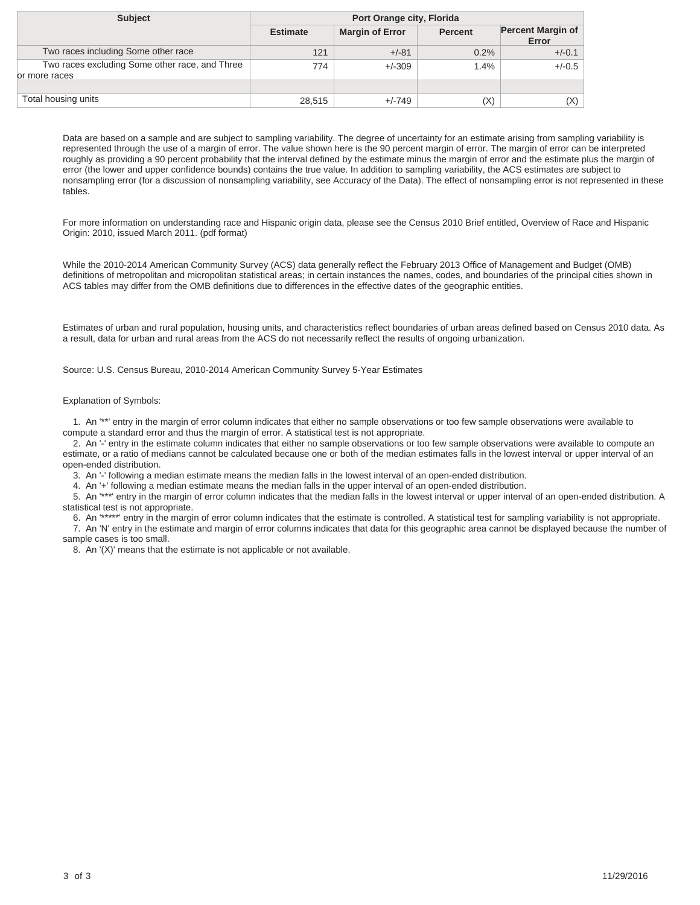| Subject | Port Orange city, Florida | | | |
|---|---|---|---|---|
| | Estimate | Margin of Error | Percent | Percent Margin of Error |
| Two races including Some other race | 121 | +/-81 | 0.2% | +/-0.1 |
| Two races excluding Some other race, and Three or more races | 774 | +/-309 | 1.4% | +/-0.5 |
| | | | | |
| Total housing units | 28,515 | +/-749 | (X) | (X) |

Data are based on a sample and are subject to sampling variability. The degree of uncertainty for an estimate arising from sampling variability is represented through the use of a margin of error. The value shown here is the 90 percent margin of error. The margin of error can be interpreted roughly as providing a 90 percent probability that the interval defined by the estimate minus the margin of error and the estimate plus the margin of error (the lower and upper confidence bounds) contains the true value. In addition to sampling variability, the ACS estimates are subject to nonsampling error (for a discussion of nonsampling variability, see Accuracy of the Data). The effect of nonsampling error is not represented in these tables.

For more information on understanding race and Hispanic origin data, please see the Census 2010 Brief entitled, Overview of Race and Hispanic Origin: 2010, issued March 2011. (pdf format)

While the 2010-2014 American Community Survey (ACS) data generally reflect the February 2013 Office of Management and Budget (OMB) definitions of metropolitan and micropolitan statistical areas; in certain instances the names, codes, and boundaries of the principal cities shown in ACS tables may differ from the OMB definitions due to differences in the effective dates of the geographic entities.

Estimates of urban and rural population, housing units, and characteristics reflect boundaries of urban areas defined based on Census 2010 data. As a result, data for urban and rural areas from the ACS do not necessarily reflect the results of ongoing urbanization.

Source: U.S. Census Bureau, 2010-2014 American Community Survey 5-Year Estimates

Explanation of Symbols:

1. An '**' entry in the margin of error column indicates that either no sample observations or too few sample observations were available to compute a standard error and thus the margin of error. A statistical test is not appropriate.
2. An '-' entry in the estimate column indicates that either no sample observations or too few sample observations were available to compute an estimate, or a ratio of medians cannot be calculated because one or both of the median estimates falls in the lowest interval or upper interval of an open-ended distribution.
3. An '-' following a median estimate means the median falls in the lowest interval of an open-ended distribution.
4. An '+' following a median estimate means the median falls in the upper interval of an open-ended distribution.
5. An '***' entry in the margin of error column indicates that the median falls in the lowest interval or upper interval of an open-ended distribution. A statistical test is not appropriate.
6. An '*****' entry in the margin of error column indicates that the estimate is controlled. A statistical test for sampling variability is not appropriate.
7. An 'N' entry in the estimate and margin of error columns indicates that data for this geographic area cannot be displayed because the number of sample cases is too small.
8. An '(X)' means that the estimate is not applicable or not available.